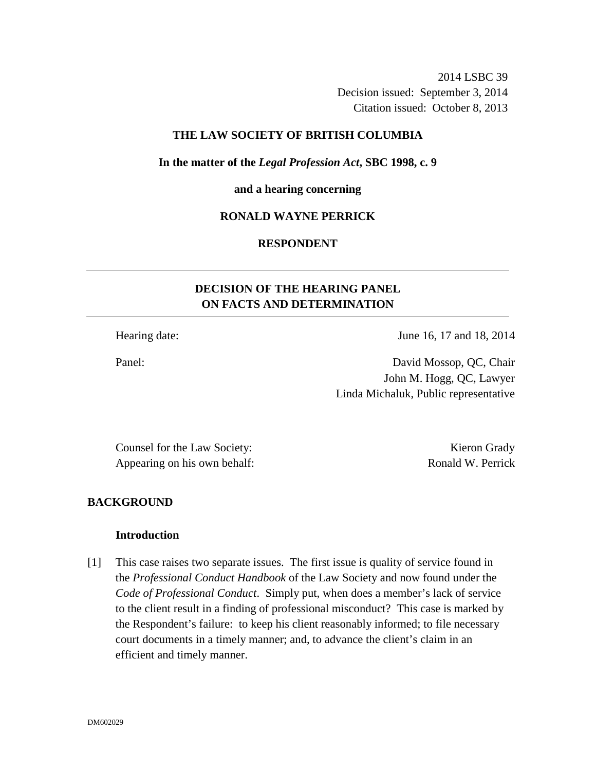2014 LSBC 39
Decision issued: September 3, 2014
Citation issued: October 8, 2013

**THE LAW SOCIETY OF BRITISH COLUMBIA**

**In the matter of the *Legal Profession Act*, SBC 1998, c. 9**

**and a hearing concerning**

**RONALD WAYNE PERRICK**

**RESPONDENT**

---

## DECISION OF THE HEARING PANEL ON FACTS AND DETERMINATION

---

Hearing date: June 16, 17 and 18, 2014

Panel: David Mossop, QC, Chair
John M. Hogg, QC, Lawyer
Linda Michaluk, Public representative

Counsel for the Law Society: Kieron Grady
Appearing on his own behalf: Ronald W. Perrick

## BACKGROUND

### Introduction

[1] This case raises two separate issues. The first issue is quality of service found in the *Professional Conduct Handbook* of the Law Society and now found under the *Code of Professional Conduct*. Simply put, when does a member's lack of service to the client result in a finding of professional misconduct? This case is marked by the Respondent's failure: to keep his client reasonably informed; to file necessary court documents in a timely manner; and, to advance the client's claim in an efficient and timely manner.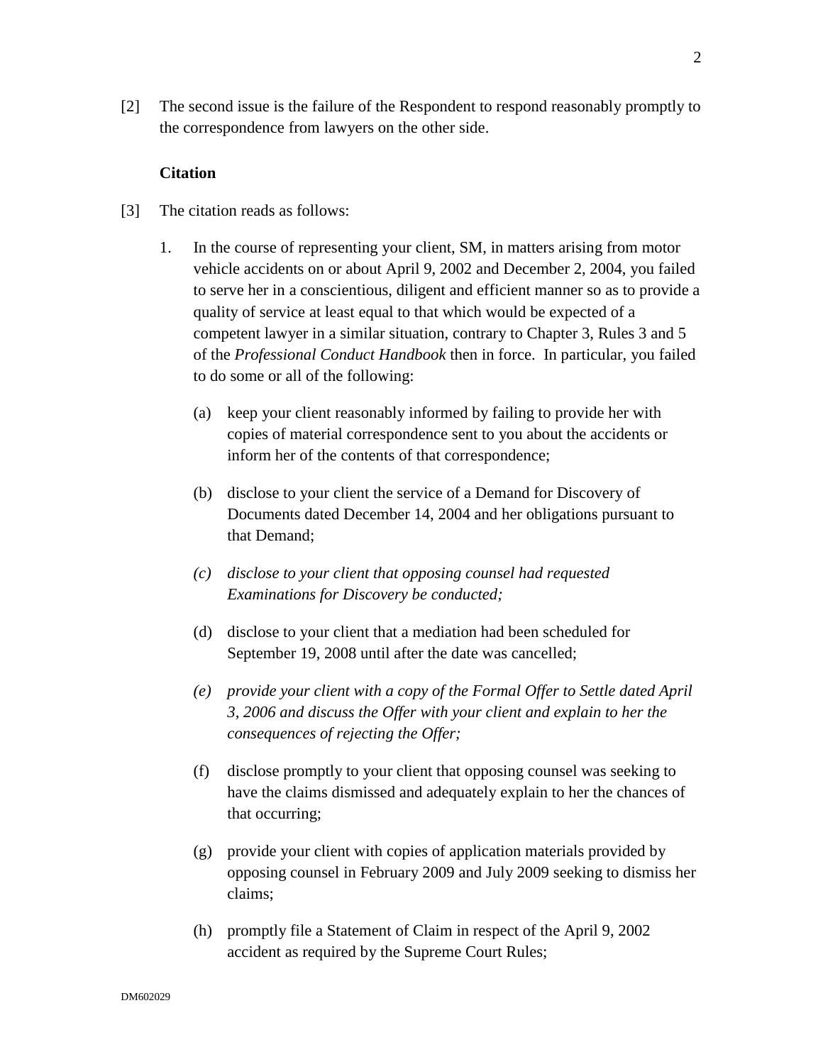[2] The second issue is the failure of the Respondent to respond reasonably promptly to the correspondence from lawyers on the other side.

**Citation**

[3] The citation reads as follows:

1. In the course of representing your client, SM, in matters arising from motor vehicle accidents on or about April 9, 2002 and December 2, 2004, you failed to serve her in a conscientious, diligent and efficient manner so as to provide a quality of service at least equal to that which would be expected of a competent lawyer in a similar situation, contrary to Chapter 3, Rules 3 and 5 of the *Professional Conduct Handbook* then in force. In particular, you failed to do some or all of the following:

   (a) keep your client reasonably informed by failing to provide her with copies of material correspondence sent to you about the accidents or inform her of the contents of that correspondence;

   (b) disclose to your client the service of a Demand for Discovery of Documents dated December 14, 2004 and her obligations pursuant to that Demand;

   *(c) disclose to your client that opposing counsel had requested Examinations for Discovery be conducted;*

   (d) disclose to your client that a mediation had been scheduled for September 19, 2008 until after the date was cancelled;

   *(e) provide your client with a copy of the Formal Offer to Settle dated April 3, 2006 and discuss the Offer with your client and explain to her the consequences of rejecting the Offer;*

   (f) disclose promptly to your client that opposing counsel was seeking to have the claims dismissed and adequately explain to her the chances of that occurring;

   (g) provide your client with copies of application materials provided by opposing counsel in February 2009 and July 2009 seeking to dismiss her claims;

   (h) promptly file a Statement of Claim in respect of the April 9, 2002 accident as required by the Supreme Court Rules;

DM602029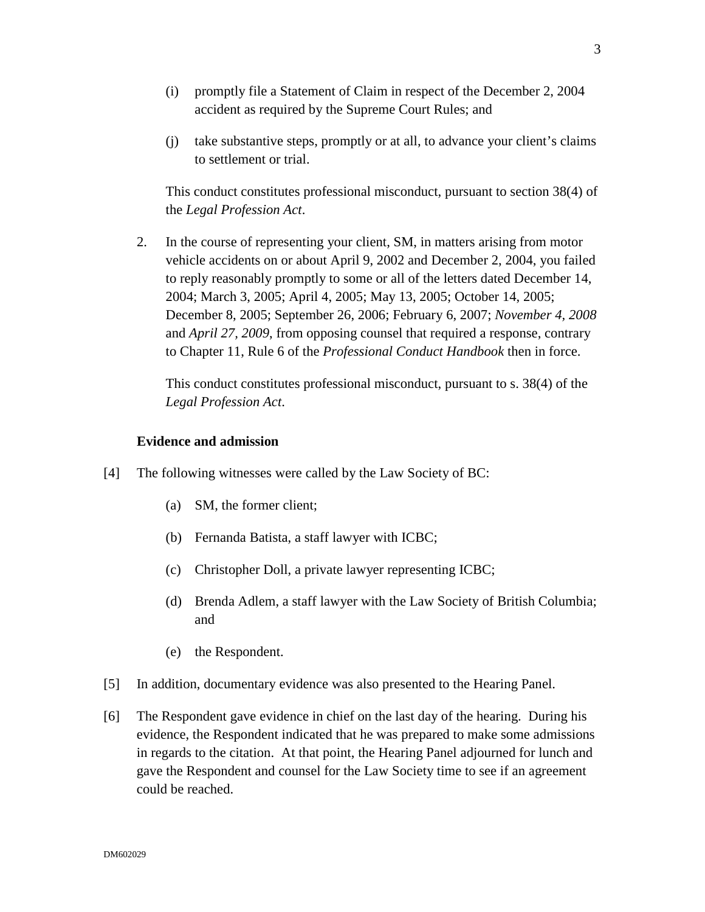(i) promptly file a Statement of Claim in respect of the December 2, 2004 accident as required by the Supreme Court Rules; and

(j) take substantive steps, promptly or at all, to advance your client's claims to settlement or trial.

This conduct constitutes professional misconduct, pursuant to section 38(4) of the *Legal Profession Act*.

2. In the course of representing your client, SM, in matters arising from motor vehicle accidents on or about April 9, 2002 and December 2, 2004, you failed to reply reasonably promptly to some or all of the letters dated December 14, 2004; March 3, 2005; April 4, 2005; May 13, 2005; October 14, 2005; December 8, 2005; September 26, 2006; February 6, 2007; *November 4, 2008* and *April 27, 2009*, from opposing counsel that required a response, contrary to Chapter 11, Rule 6 of the *Professional Conduct Handbook* then in force.

This conduct constitutes professional misconduct, pursuant to s. 38(4) of the *Legal Profession Act*.

**Evidence and admission**

[4] The following witnesses were called by the Law Society of BC:

(a) SM, the former client;

(b) Fernanda Batista, a staff lawyer with ICBC;

(c) Christopher Doll, a private lawyer representing ICBC;

(d) Brenda Adlem, a staff lawyer with the Law Society of British Columbia; and

(e) the Respondent.

[5] In addition, documentary evidence was also presented to the Hearing Panel.

[6] The Respondent gave evidence in chief on the last day of the hearing. During his evidence, the Respondent indicated that he was prepared to make some admissions in regards to the citation. At that point, the Hearing Panel adjourned for lunch and gave the Respondent and counsel for the Law Society time to see if an agreement could be reached.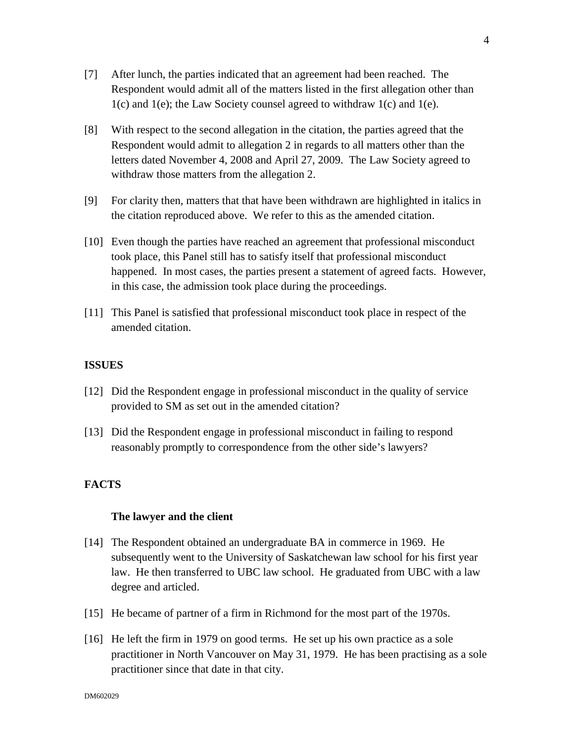[7] After lunch, the parties indicated that an agreement had been reached. The Respondent would admit all of the matters listed in the first allegation other than 1(c) and 1(e); the Law Society counsel agreed to withdraw 1(c) and 1(e).

[8] With respect to the second allegation in the citation, the parties agreed that the Respondent would admit to allegation 2 in regards to all matters other than the letters dated November 4, 2008 and April 27, 2009. The Law Society agreed to withdraw those matters from the allegation 2.

[9] For clarity then, matters that that have been withdrawn are highlighted in italics in the citation reproduced above. We refer to this as the amended citation.

[10] Even though the parties have reached an agreement that professional misconduct took place, this Panel still has to satisfy itself that professional misconduct happened. In most cases, the parties present a statement of agreed facts. However, in this case, the admission took place during the proceedings.

[11] This Panel is satisfied that professional misconduct took place in respect of the amended citation.

## ISSUES

[12] Did the Respondent engage in professional misconduct in the quality of service provided to SM as set out in the amended citation?

[13] Did the Respondent engage in professional misconduct in failing to respond reasonably promptly to correspondence from the other side's lawyers?

## FACTS

### The lawyer and the client

[14] The Respondent obtained an undergraduate BA in commerce in 1969. He subsequently went to the University of Saskatchewan law school for his first year law. He then transferred to UBC law school. He graduated from UBC with a law degree and articled.

[15] He became of partner of a firm in Richmond for the most part of the 1970s.

[16] He left the firm in 1979 on good terms. He set up his own practice as a sole practitioner in North Vancouver on May 31, 1979. He has been practising as a sole practitioner since that date in that city.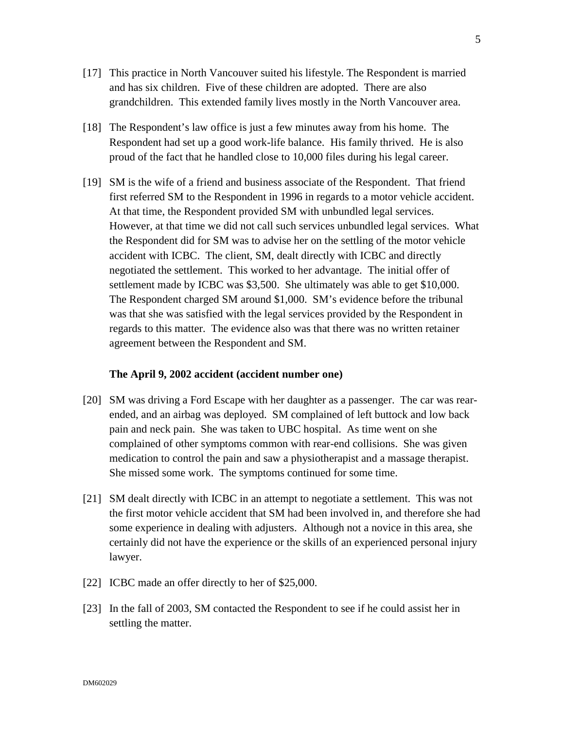[17] This practice in North Vancouver suited his lifestyle. The Respondent is married and has six children. Five of these children are adopted. There are also grandchildren. This extended family lives mostly in the North Vancouver area.

[18] The Respondent's law office is just a few minutes away from his home. The Respondent had set up a good work-life balance. His family thrived. He is also proud of the fact that he handled close to 10,000 files during his legal career.

[19] SM is the wife of a friend and business associate of the Respondent. That friend first referred SM to the Respondent in 1996 in regards to a motor vehicle accident. At that time, the Respondent provided SM with unbundled legal services. However, at that time we did not call such services unbundled legal services. What the Respondent did for SM was to advise her on the settling of the motor vehicle accident with ICBC. The client, SM, dealt directly with ICBC and directly negotiated the settlement. This worked to her advantage. The initial offer of settlement made by ICBC was $3,500. She ultimately was able to get $10,000. The Respondent charged SM around $1,000. SM's evidence before the tribunal was that she was satisfied with the legal services provided by the Respondent in regards to this matter. The evidence also was that there was no written retainer agreement between the Respondent and SM.

**The April 9, 2002 accident (accident number one)**

[20] SM was driving a Ford Escape with her daughter as a passenger. The car was rear-ended, and an airbag was deployed. SM complained of left buttock and low back pain and neck pain. She was taken to UBC hospital. As time went on she complained of other symptoms common with rear-end collisions. She was given medication to control the pain and saw a physiotherapist and a massage therapist. She missed some work. The symptoms continued for some time.

[21] SM dealt directly with ICBC in an attempt to negotiate a settlement. This was not the first motor vehicle accident that SM had been involved in, and therefore she had some experience in dealing with adjusters. Although not a novice in this area, she certainly did not have the experience or the skills of an experienced personal injury lawyer.

[22] ICBC made an offer directly to her of $25,000.

[23] In the fall of 2003, SM contacted the Respondent to see if he could assist her in settling the matter.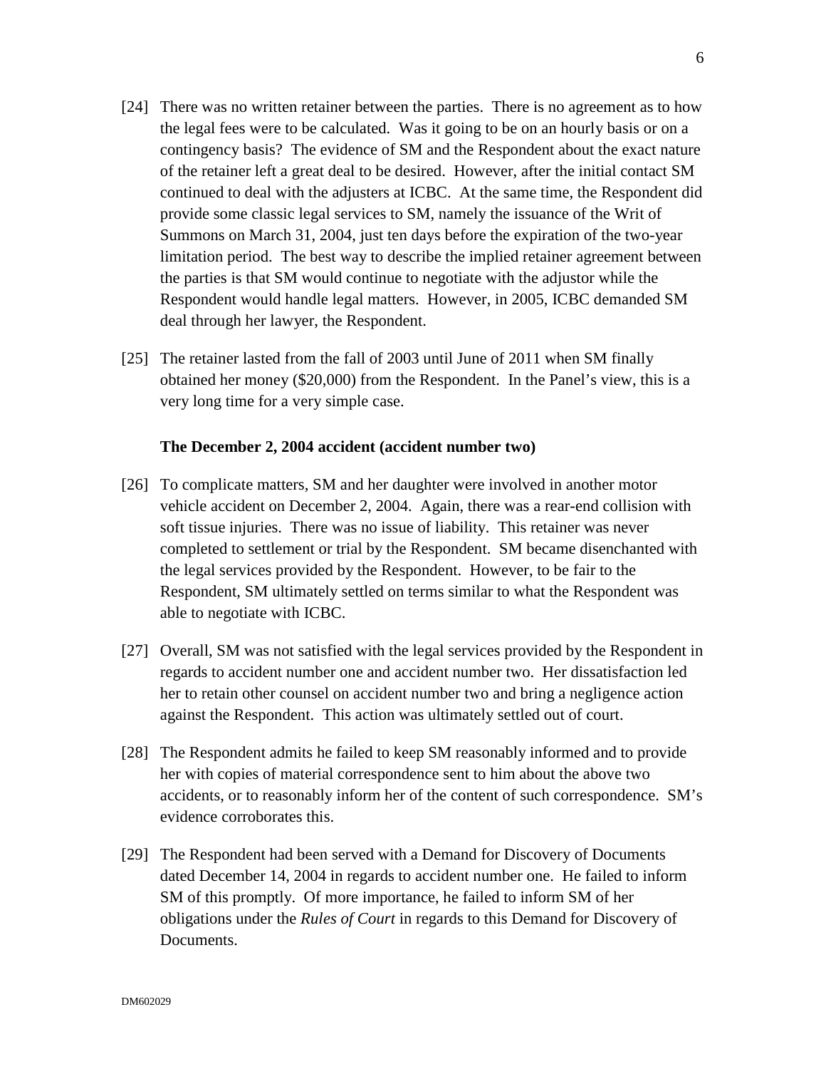[24] There was no written retainer between the parties. There is no agreement as to how the legal fees were to be calculated. Was it going to be on an hourly basis or on a contingency basis? The evidence of SM and the Respondent about the exact nature of the retainer left a great deal to be desired. However, after the initial contact SM continued to deal with the adjusters at ICBC. At the same time, the Respondent did provide some classic legal services to SM, namely the issuance of the Writ of Summons on March 31, 2004, just ten days before the expiration of the two-year limitation period. The best way to describe the implied retainer agreement between the parties is that SM would continue to negotiate with the adjustor while the Respondent would handle legal matters. However, in 2005, ICBC demanded SM deal through her lawyer, the Respondent.

[25] The retainer lasted from the fall of 2003 until June of 2011 when SM finally obtained her money ($20,000) from the Respondent. In the Panel's view, this is a very long time for a very simple case.

**The December 2, 2004 accident (accident number two)**

[26] To complicate matters, SM and her daughter were involved in another motor vehicle accident on December 2, 2004. Again, there was a rear-end collision with soft tissue injuries. There was no issue of liability. This retainer was never completed to settlement or trial by the Respondent. SM became disenchanted with the legal services provided by the Respondent. However, to be fair to the Respondent, SM ultimately settled on terms similar to what the Respondent was able to negotiate with ICBC.

[27] Overall, SM was not satisfied with the legal services provided by the Respondent in regards to accident number one and accident number two. Her dissatisfaction led her to retain other counsel on accident number two and bring a negligence action against the Respondent. This action was ultimately settled out of court.

[28] The Respondent admits he failed to keep SM reasonably informed and to provide her with copies of material correspondence sent to him about the above two accidents, or to reasonably inform her of the content of such correspondence. SM's evidence corroborates this.

[29] The Respondent had been served with a Demand for Discovery of Documents dated December 14, 2004 in regards to accident number one. He failed to inform SM of this promptly. Of more importance, he failed to inform SM of her obligations under the *Rules of Court* in regards to this Demand for Discovery of Documents.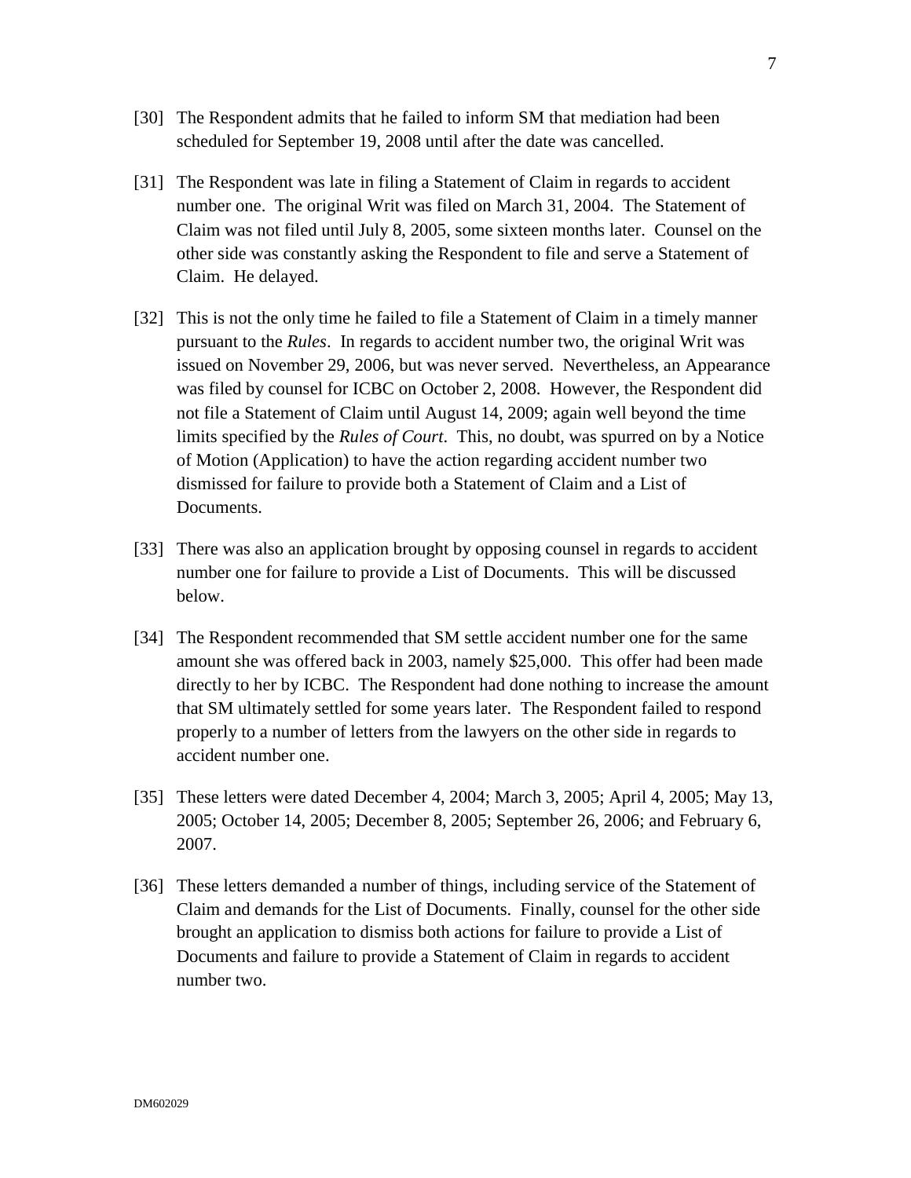[30] The Respondent admits that he failed to inform SM that mediation had been scheduled for September 19, 2008 until after the date was cancelled.

[31] The Respondent was late in filing a Statement of Claim in regards to accident number one. The original Writ was filed on March 31, 2004. The Statement of Claim was not filed until July 8, 2005, some sixteen months later. Counsel on the other side was constantly asking the Respondent to file and serve a Statement of Claim. He delayed.

[32] This is not the only time he failed to file a Statement of Claim in a timely manner pursuant to the *Rules*. In regards to accident number two, the original Writ was issued on November 29, 2006, but was never served. Nevertheless, an Appearance was filed by counsel for ICBC on October 2, 2008. However, the Respondent did not file a Statement of Claim until August 14, 2009; again well beyond the time limits specified by the *Rules of Court*. This, no doubt, was spurred on by a Notice of Motion (Application) to have the action regarding accident number two dismissed for failure to provide both a Statement of Claim and a List of Documents.

[33] There was also an application brought by opposing counsel in regards to accident number one for failure to provide a List of Documents. This will be discussed below.

[34] The Respondent recommended that SM settle accident number one for the same amount she was offered back in 2003, namely $25,000. This offer had been made directly to her by ICBC. The Respondent had done nothing to increase the amount that SM ultimately settled for some years later. The Respondent failed to respond properly to a number of letters from the lawyers on the other side in regards to accident number one.

[35] These letters were dated December 4, 2004; March 3, 2005; April 4, 2005; May 13, 2005; October 14, 2005; December 8, 2005; September 26, 2006; and February 6, 2007.

[36] These letters demanded a number of things, including service of the Statement of Claim and demands for the List of Documents. Finally, counsel for the other side brought an application to dismiss both actions for failure to provide a List of Documents and failure to provide a Statement of Claim in regards to accident number two.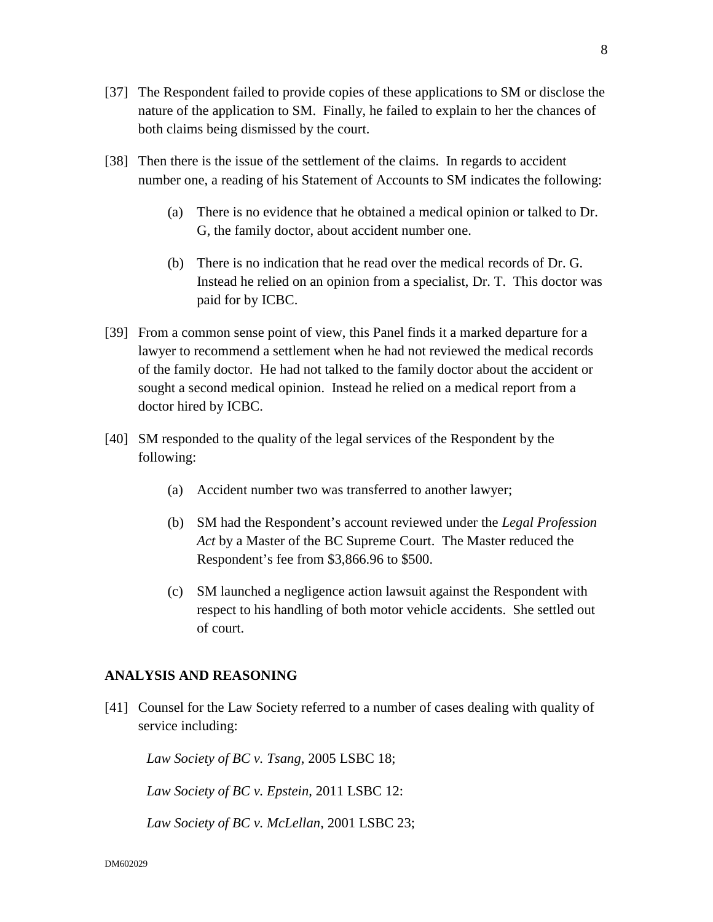[37] The Respondent failed to provide copies of these applications to SM or disclose the nature of the application to SM. Finally, he failed to explain to her the chances of both claims being dismissed by the court.

[38] Then there is the issue of the settlement of the claims. In regards to accident number one, a reading of his Statement of Accounts to SM indicates the following:

(a) There is no evidence that he obtained a medical opinion or talked to Dr. G, the family doctor, about accident number one.

(b) There is no indication that he read over the medical records of Dr. G. Instead he relied on an opinion from a specialist, Dr. T. This doctor was paid for by ICBC.

[39] From a common sense point of view, this Panel finds it a marked departure for a lawyer to recommend a settlement when he had not reviewed the medical records of the family doctor. He had not talked to the family doctor about the accident or sought a second medical opinion. Instead he relied on a medical report from a doctor hired by ICBC.

[40] SM responded to the quality of the legal services of the Respondent by the following:

(a) Accident number two was transferred to another lawyer;

(b) SM had the Respondent's account reviewed under the *Legal Profession Act* by a Master of the BC Supreme Court. The Master reduced the Respondent's fee from $3,866.96 to $500.

(c) SM launched a negligence action lawsuit against the Respondent with respect to his handling of both motor vehicle accidents. She settled out of court.

## ANALYSIS AND REASONING

[41] Counsel for the Law Society referred to a number of cases dealing with quality of service including:

*Law Society of BC v. Tsang*, 2005 LSBC 18;

*Law Society of BC v. Epstein*, 2011 LSBC 12:

*Law Society of BC v. McLellan*, 2001 LSBC 23;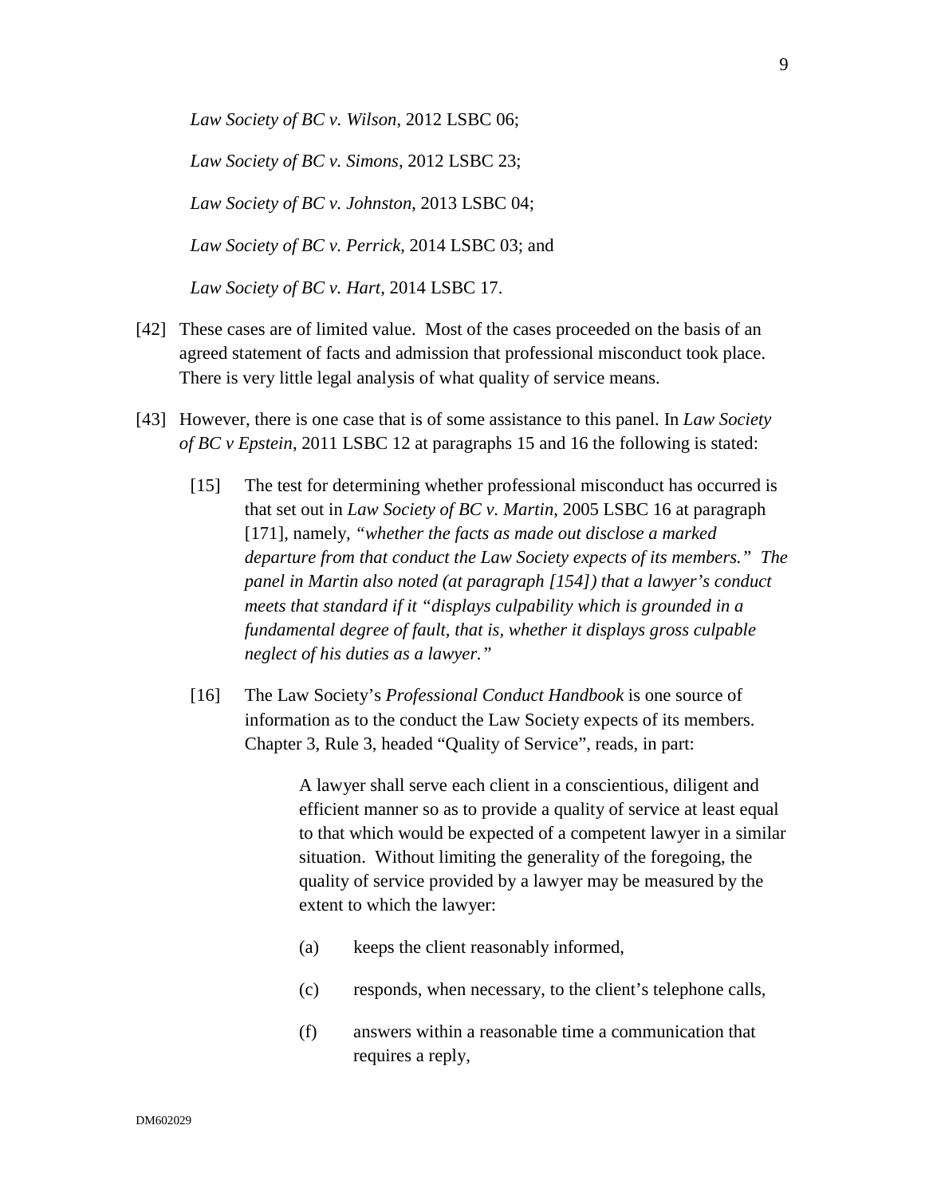*Law Society of BC v. Wilson*, 2012 LSBC 06;

*Law Society of BC v. Simons*, 2012 LSBC 23;

*Law Society of BC v. Johnston*, 2013 LSBC 04;

*Law Society of BC v. Perrick*, 2014 LSBC 03; and

*Law Society of BC v. Hart*, 2014 LSBC 17.

[42] These cases are of limited value. Most of the cases proceeded on the basis of an agreed statement of facts and admission that professional misconduct took place. There is very little legal analysis of what quality of service means.

[43] However, there is one case that is of some assistance to this panel. In *Law Society of BC v Epstein*, 2011 LSBC 12 at paragraphs 15 and 16 the following is stated:

> [15] The test for determining whether professional misconduct has occurred is that set out in *Law Society of BC v. Martin*, 2005 LSBC 16 at paragraph [171], namely, *"whether the facts as made out disclose a marked departure from that conduct the Law Society expects of its members." The panel in Martin also noted (at paragraph [154]) that a lawyer's conduct meets that standard if it "displays culpability which is grounded in a fundamental degree of fault, that is, whether it displays gross culpable neglect of his duties as a lawyer."*
>
> [16] The Law Society's *Professional Conduct Handbook* is one source of information as to the conduct the Law Society expects of its members. Chapter 3, Rule 3, headed "Quality of Service", reads, in part:
>
> > A lawyer shall serve each client in a conscientious, diligent and efficient manner so as to provide a quality of service at least equal to that which would be expected of a competent lawyer in a similar situation. Without limiting the generality of the foregoing, the quality of service provided by a lawyer may be measured by the extent to which the lawyer:
> >
> > (a) keeps the client reasonably informed,
> >
> > (c) responds, when necessary, to the client's telephone calls,
> >
> > (f) answers within a reasonable time a communication that requires a reply,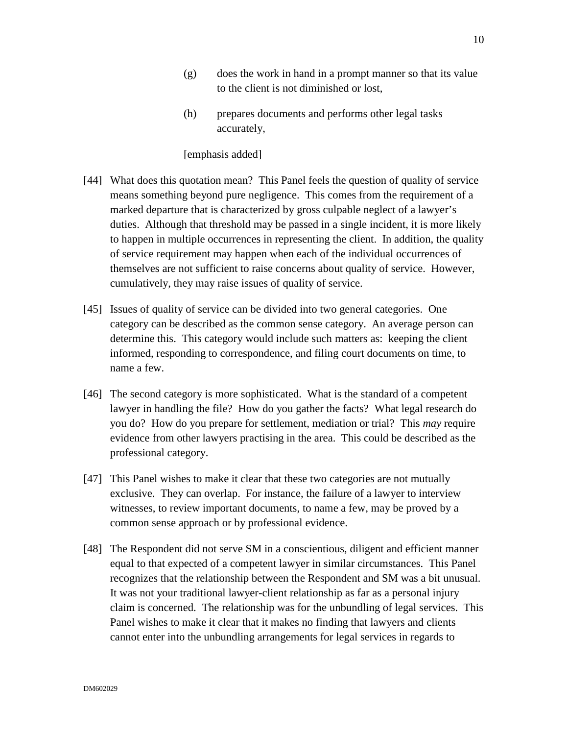(g) does the work in hand in a prompt manner so that its value to the client is not diminished or lost,

(h) prepares documents and performs other legal tasks accurately,

[emphasis added]

[44] What does this quotation mean? This Panel feels the question of quality of service means something beyond pure negligence. This comes from the requirement of a marked departure that is characterized by gross culpable neglect of a lawyer's duties. Although that threshold may be passed in a single incident, it is more likely to happen in multiple occurrences in representing the client. In addition, the quality of service requirement may happen when each of the individual occurrences of themselves are not sufficient to raise concerns about quality of service. However, cumulatively, they may raise issues of quality of service.

[45] Issues of quality of service can be divided into two general categories. One category can be described as the common sense category. An average person can determine this. This category would include such matters as: keeping the client informed, responding to correspondence, and filing court documents on time, to name a few.

[46] The second category is more sophisticated. What is the standard of a competent lawyer in handling the file? How do you gather the facts? What legal research do you do? How do you prepare for settlement, mediation or trial? This *may* require evidence from other lawyers practising in the area. This could be described as the professional category.

[47] This Panel wishes to make it clear that these two categories are not mutually exclusive. They can overlap. For instance, the failure of a lawyer to interview witnesses, to review important documents, to name a few, may be proved by a common sense approach or by professional evidence.

[48] The Respondent did not serve SM in a conscientious, diligent and efficient manner equal to that expected of a competent lawyer in similar circumstances. This Panel recognizes that the relationship between the Respondent and SM was a bit unusual. It was not your traditional lawyer-client relationship as far as a personal injury claim is concerned. The relationship was for the unbundling of legal services. This Panel wishes to make it clear that it makes no finding that lawyers and clients cannot enter into the unbundling arrangements for legal services in regards to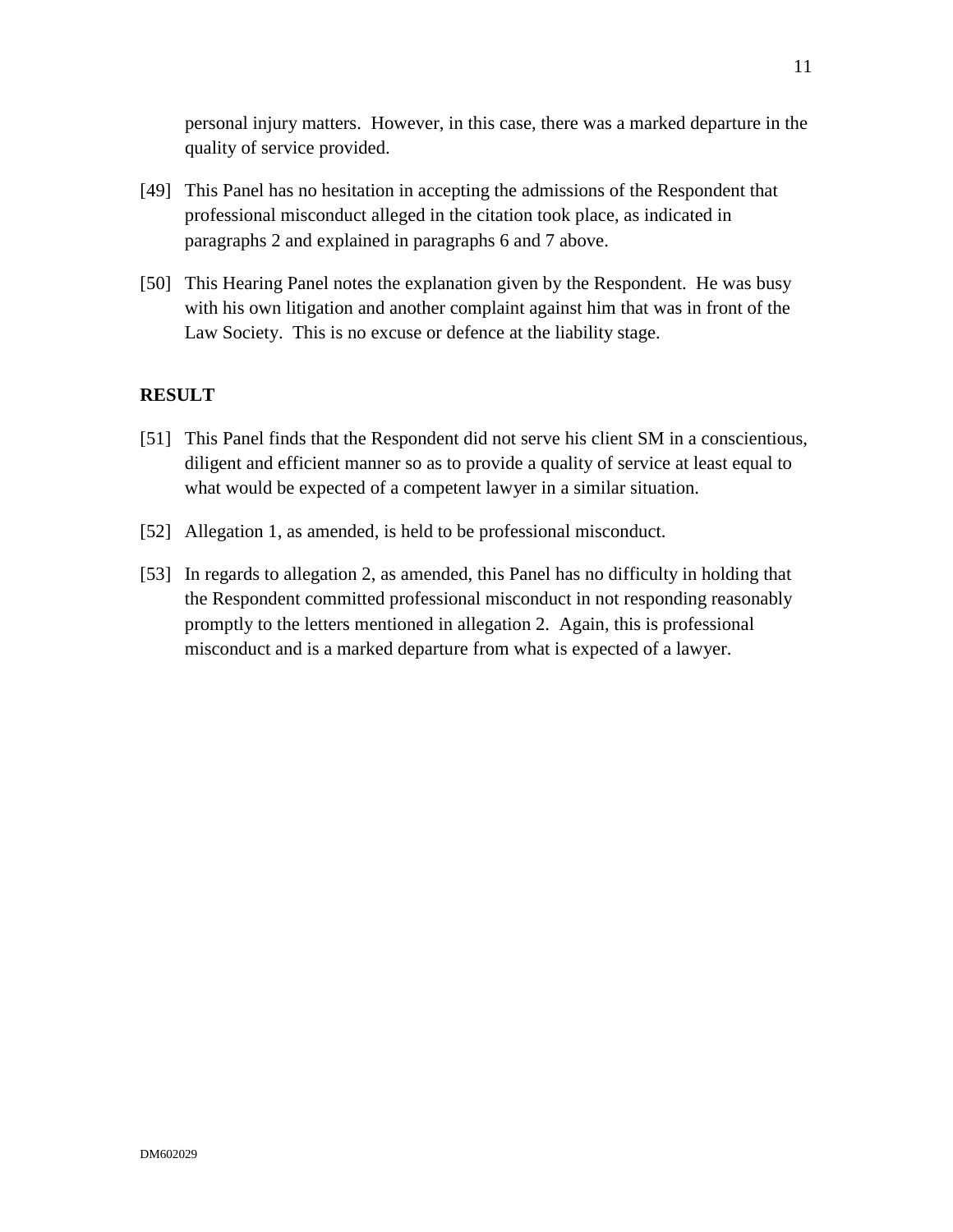personal injury matters. However, in this case, there was a marked departure in the quality of service provided.

[49] This Panel has no hesitation in accepting the admissions of the Respondent that professional misconduct alleged in the citation took place, as indicated in paragraphs 2 and explained in paragraphs 6 and 7 above.

[50] This Hearing Panel notes the explanation given by the Respondent. He was busy with his own litigation and another complaint against him that was in front of the Law Society. This is no excuse or defence at the liability stage.

## RESULT

[51] This Panel finds that the Respondent did not serve his client SM in a conscientious, diligent and efficient manner so as to provide a quality of service at least equal to what would be expected of a competent lawyer in a similar situation.

[52] Allegation 1, as amended, is held to be professional misconduct.

[53] In regards to allegation 2, as amended, this Panel has no difficulty in holding that the Respondent committed professional misconduct in not responding reasonably promptly to the letters mentioned in allegation 2. Again, this is professional misconduct and is a marked departure from what is expected of a lawyer.

DM602029